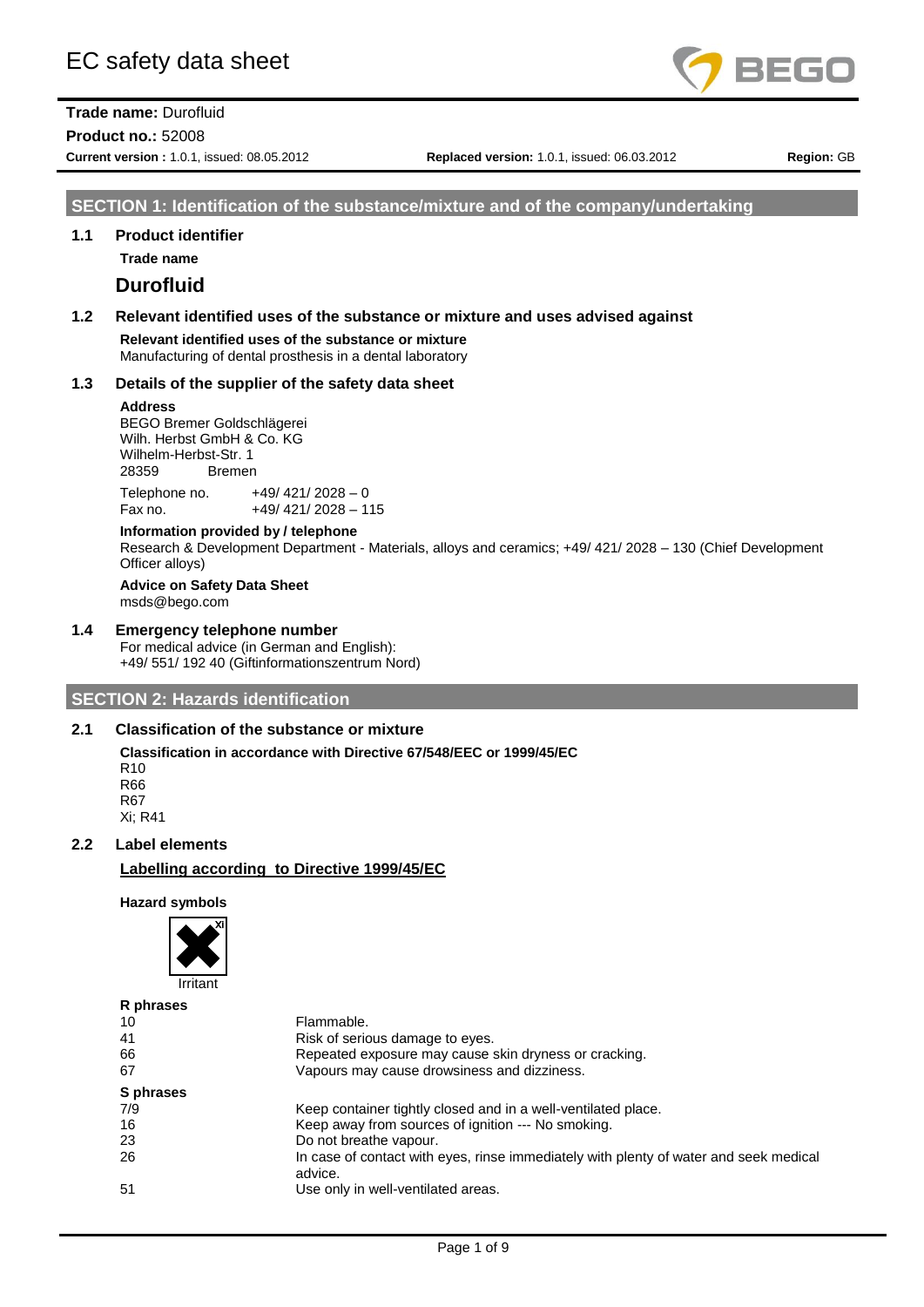# EC safety data sheet

**Trade name:** Durofluid
**Product no.:** 52008
**Current version :** 1.0.1, issued: 08.05.2012 **Replaced version:** 1.0.1, issued: 06.03.2012 **Region:** GB

## SECTION 1: Identification of the substance/mixture and of the company/undertaking

### 1.1 Product identifier

**Trade name**

**Durofluid**

### 1.2 Relevant identified uses of the substance or mixture and uses advised against

**Relevant identified uses of the substance or mixture**
Manufacturing of dental prosthesis in a dental laboratory

### 1.3 Details of the supplier of the safety data sheet

**Address**
BEGO Bremer Goldschlägerei
Wilh. Herbst GmbH & Co. KG
Wilhelm-Herbst-Str. 1
28359 Bremen

Telephone no. +49/ 421/ 2028 – 0
Fax no. +49/ 421/ 2028 – 115

**Information provided by / telephone**
Research & Development Department - Materials, alloys and ceramics; +49/ 421/ 2028 – 130 (Chief Development Officer alloys)

**Advice on Safety Data Sheet**
msds@bego.com

### 1.4 Emergency telephone number

For medical advice (in German and English):
+49/ 551/ 192 40 (Giftinformationszentrum Nord)

## SECTION 2: Hazards identification

### 2.1 Classification of the substance or mixture

**Classification in accordance with Directive 67/548/EEC or 1999/45/EC**
R10
R66
R67
Xi; R41

### 2.2 Label elements

**Labelling according to Directive 1999/45/EC**

**Hazard symbols**

Xi
Irritant

**R phrases**

| | |
|---|---|
| 10 | Flammable. |
| 41 | Risk of serious damage to eyes. |
| 66 | Repeated exposure may cause skin dryness or cracking. |
| 67 | Vapours may cause drowsiness and dizziness. |

**S phrases**

| | |
|---|---|
| 7/9 | Keep container tightly closed and in a well-ventilated place. |
| 16 | Keep away from sources of ignition --- No smoking. |
| 23 | Do not breathe vapour. |
| 26 | In case of contact with eyes, rinse immediately with plenty of water and seek medical advice. |
| 51 | Use only in well-ventilated areas. |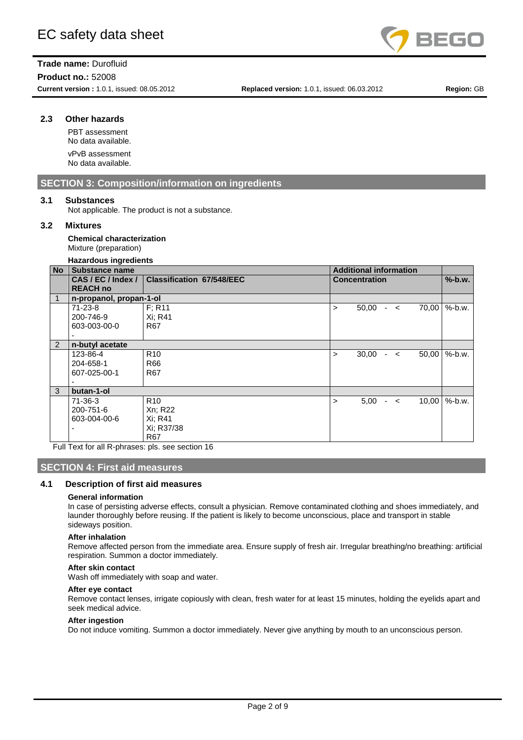### 2.3 Other hazards

PBT assessment
No data available.

vPvB assessment
No data available.

## SECTION 3: Composition/information on ingredients

### 3.1 Substances

Not applicable. The product is not a substance.

### 3.2 Mixtures

**Chemical characterization**
Mixture (preparation)

**Hazardous ingredients**

| No | Substance name | | Additional information | |
|---|---|---|---|---|
| | **CAS / EC / Index / REACH no** | **Classification 67/548/EEC** | **Concentration** | **%-b.w.** |
| 1 | **n-propanol, propan-1-ol** | | | |
| | 71-23-8<br>200-746-9<br>603-003-00-0<br>- | F; R11<br>Xi; R41<br>R67 | > 50,00 - < 70,00 | %-b.w. |
| 2 | **n-butyl acetate** | | | |
| | 123-86-4<br>204-658-1<br>607-025-00-1<br>- | R10<br>R66<br>R67 | > 30,00 - < 50,00 | %-b.w. |
| 3 | **butan-1-ol** | | | |
| | 71-36-3<br>200-751-6<br>603-004-00-6<br>- | R10<br>Xn; R22<br>Xi; R41<br>Xi; R37/38<br>R67 | > 5,00 - < 10,00 | %-b.w. |

Full Text for all R-phrases: pls. see section 16

## SECTION 4: First aid measures

### 4.1 Description of first aid measures

**General information**
In case of persisting adverse effects, consult a physician. Remove contaminated clothing and shoes immediately, and launder thoroughly before reusing. If the patient is likely to become unconscious, place and transport in stable sideways position.

**After inhalation**
Remove affected person from the immediate area. Ensure supply of fresh air. Irregular breathing/no breathing: artificial respiration. Summon a doctor immediately.

**After skin contact**
Wash off immediately with soap and water.

**After eye contact**
Remove contact lenses, irrigate copiously with clean, fresh water for at least 15 minutes, holding the eyelids apart and seek medical advice.

**After ingestion**
Do not induce vomiting. Summon a doctor immediately. Never give anything by mouth to an unconscious person.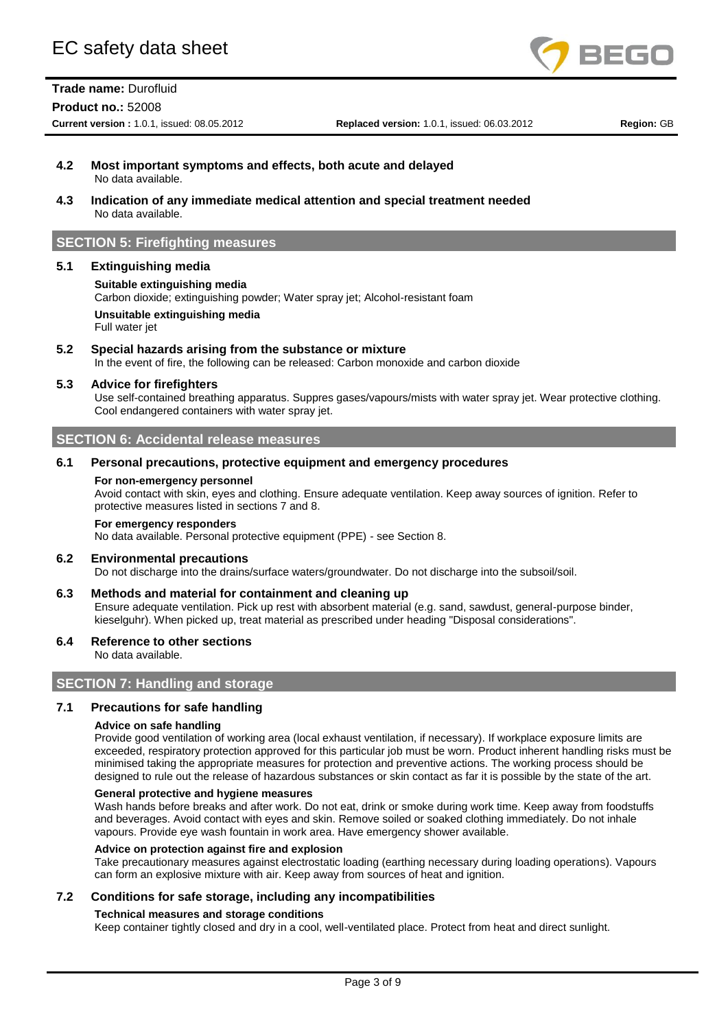### 4.2 Most important symptoms and effects, both acute and delayed

No data available.

### 4.3 Indication of any immediate medical attention and special treatment needed

No data available.

## SECTION 5: Firefighting measures

### 5.1 Extinguishing media

**Suitable extinguishing media**

Carbon dioxide; extinguishing powder; Water spray jet; Alcohol-resistant foam

**Unsuitable extinguishing media**

Full water jet

### 5.2 Special hazards arising from the substance or mixture

In the event of fire, the following can be released: Carbon monoxide and carbon dioxide

### 5.3 Advice for firefighters

Use self-contained breathing apparatus. Suppres gases/vapours/mists with water spray jet. Wear protective clothing. Cool endangered containers with water spray jet.

## SECTION 6: Accidental release measures

### 6.1 Personal precautions, protective equipment and emergency procedures

**For non-emergency personnel**

Avoid contact with skin, eyes and clothing. Ensure adequate ventilation. Keep away sources of ignition. Refer to protective measures listed in sections 7 and 8.

**For emergency responders**

No data available. Personal protective equipment (PPE) - see Section 8.

### 6.2 Environmental precautions

Do not discharge into the drains/surface waters/groundwater. Do not discharge into the subsoil/soil.

### 6.3 Methods and material for containment and cleaning up

Ensure adequate ventilation. Pick up rest with absorbent material (e.g. sand, sawdust, general-purpose binder, kieselguhr). When picked up, treat material as prescribed under heading "Disposal considerations".

### 6.4 Reference to other sections

No data available.

## SECTION 7: Handling and storage

### 7.1 Precautions for safe handling

**Advice on safe handling**

Provide good ventilation of working area (local exhaust ventilation, if necessary). If workplace exposure limits are exceeded, respiratory protection approved for this particular job must be worn. Product inherent handling risks must be minimised taking the appropriate measures for protection and preventive actions. The working process should be designed to rule out the release of hazardous substances or skin contact as far it is possible by the state of the art.

**General protective and hygiene measures**

Wash hands before breaks and after work. Do not eat, drink or smoke during work time. Keep away from foodstuffs and beverages. Avoid contact with eyes and skin. Remove soiled or soaked clothing immediately. Do not inhale vapours. Provide eye wash fountain in work area. Have emergency shower available.

**Advice on protection against fire and explosion**

Take precautionary measures against electrostatic loading (earthing necessary during loading operations). Vapours can form an explosive mixture with air. Keep away from sources of heat and ignition.

### 7.2 Conditions for safe storage, including any incompatibilities

**Technical measures and storage conditions**

Keep container tightly closed and dry in a cool, well-ventilated place. Protect from heat and direct sunlight.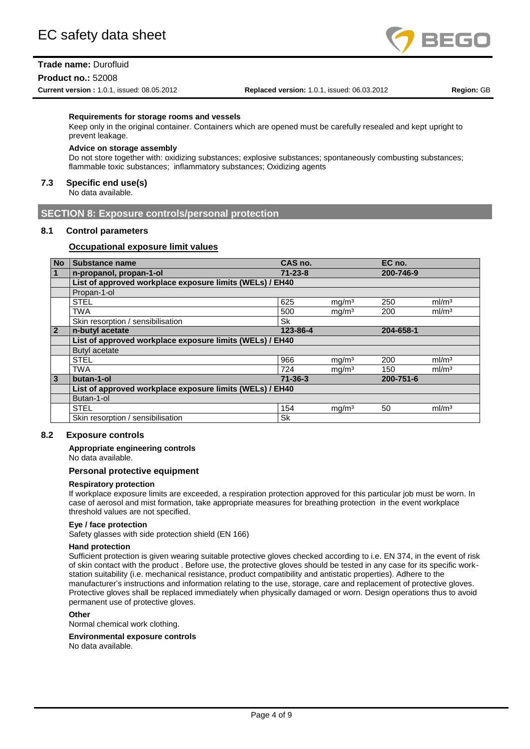#### Requirements for storage rooms and vessels

Keep only in the original container. Containers which are opened must be carefully resealed and kept upright to prevent leakage.

#### Advice on storage assembly

Do not store together with: oxidizing substances; explosive substances; spontaneously combusting substances; flammable toxic substances; inflammatory substances; Oxidizing agents

### 7.3 Specific end use(s)

No data available.

## SECTION 8: Exposure controls/personal protection

### 8.1 Control parameters

**Occupational exposure limit values**

| No | Substance name | CAS no. | | EC no. | |
|---|---|---|---|---|---|
| **1** | **n-propanol, propan-1-ol** | **71-23-8** | | **200-746-9** | |
| | **List of approved workplace exposure limits (WELs) / EH40** | | | | |
| | Propan-1-ol | | | | |
| | STEL | 625 | mg/m³ | 250 | ml/m³ |
| | TWA | 500 | mg/m³ | 200 | ml/m³ |
| | Skin resorption / sensibilisation | Sk | | | |
| **2** | **n-butyl acetate** | **123-86-4** | | **204-658-1** | |
| | **List of approved workplace exposure limits (WELs) / EH40** | | | | |
| | Butyl acetate | | | | |
| | STEL | 966 | mg/m³ | 200 | ml/m³ |
| | TWA | 724 | mg/m³ | 150 | ml/m³ |
| **3** | **butan-1-ol** | **71-36-3** | | **200-751-6** | |
| | **List of approved workplace exposure limits (WELs) / EH40** | | | | |
| | Butan-1-ol | | | | |
| | STEL | 154 | mg/m³ | 50 | ml/m³ |
| | Skin resorption / sensibilisation | Sk | | | |

### 8.2 Exposure controls

#### Appropriate engineering controls

No data available.

#### Personal protective equipment

#### Respiratory protection

If workplace exposure limits are exceeded, a respiration protection approved for this particular job must be worn. In case of aerosol and mist formation, take appropriate measures for breathing protection in the event workplace threshold values are not specified.

#### Eye / face protection

Safety glasses with side protection shield (EN 166)

#### Hand protection

Sufficient protection is given wearing suitable protective gloves checked according to i.e. EN 374, in the event of risk of skin contact with the product . Before use, the protective gloves should be tested in any case for its specific work-station suitability (i.e. mechanical resistance, product compatibility and antistatic properties). Adhere to the manufacturer's instructions and information relating to the use, storage, care and replacement of protective gloves. Protective gloves shall be replaced immediately when physically damaged or worn. Design operations thus to avoid permanent use of protective gloves.

#### Other

Normal chemical work clothing.

#### Environmental exposure controls

No data available.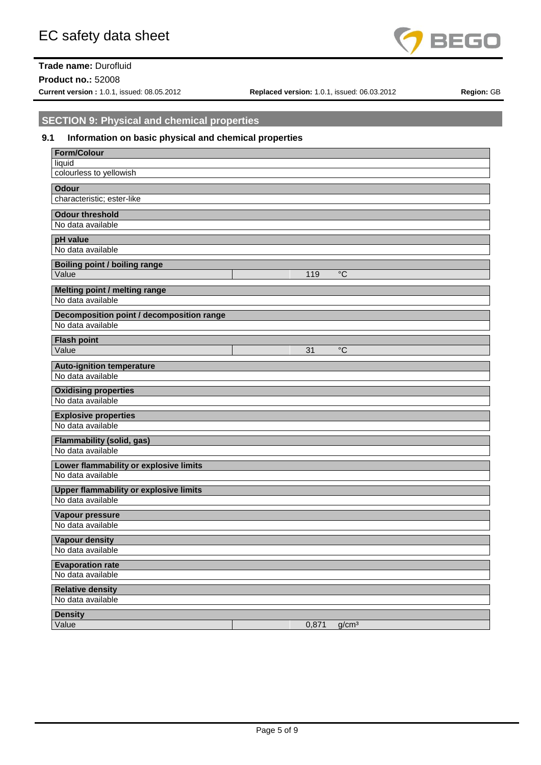# EC safety data sheet

**Trade name:** Durofluid

**Product no.:** 52008

**Current version :** 1.0.1, issued: 08.05.2012 **Replaced version:** 1.0.1, issued: 06.03.2012 **Region:** GB

## SECTION 9: Physical and chemical properties

### 9.1 Information on basic physical and chemical properties

**Form/Colour**

liquid

colourless to yellowish

**Odour**

characteristic; ester-like

**Odour threshold**

No data available

**pH value**

No data available

**Boiling point / boiling range**

| Value | | 119 | °C |
|---|---|---|---|

**Melting point / melting range**

No data available

**Decomposition point / decomposition range**

No data available

**Flash point**

| Value | | 31 | °C |
|---|---|---|---|

**Auto-ignition temperature**

No data available

**Oxidising properties**

No data available

**Explosive properties**

No data available

**Flammability (solid, gas)**

No data available

**Lower flammability or explosive limits**

No data available

**Upper flammability or explosive limits**

No data available

**Vapour pressure**

No data available

**Vapour density**

No data available

**Evaporation rate**

No data available

**Relative density**

No data available

**Density**

| Value | | 0,871 | g/cm³ |
|---|---|---|---|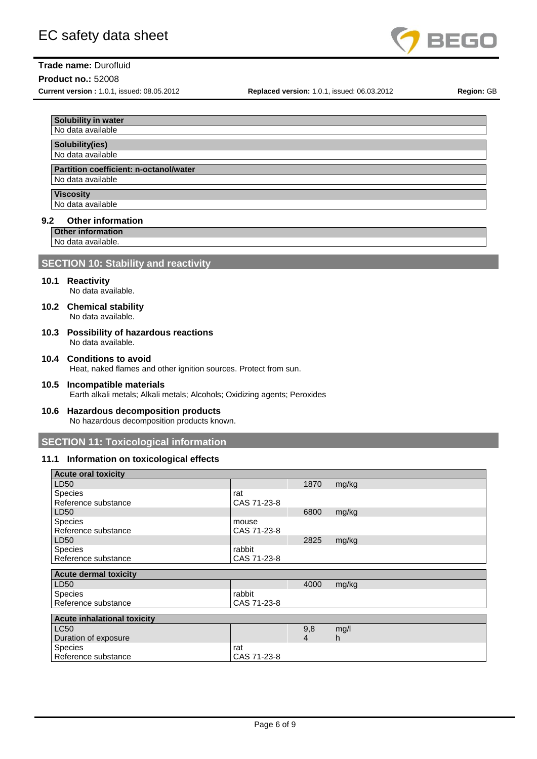| Solubility in water |
| --- |
| No data available |

| Solubility(ies) |
| --- |
| No data available |

| Partition coefficient: n-octanol/water |
| --- |
| No data available |

| Viscosity |
| --- |
| No data available |

### 9.2 Other information

| Other information |
| --- |
| No data available. |

## SECTION 10: Stability and reactivity

### 10.1 Reactivity

No data available.

### 10.2 Chemical stability

No data available.

### 10.3 Possibility of hazardous reactions

No data available.

### 10.4 Conditions to avoid

Heat, naked flames and other ignition sources. Protect from sun.

### 10.5 Incompatible materials

Earth alkali metals; Alkali metals; Alcohols; Oxidizing agents; Peroxides

### 10.6 Hazardous decomposition products

No hazardous decomposition products known.

## SECTION 11: Toxicological information

### 11.1 Information on toxicological effects

| Acute oral toxicity | | | |
| --- | --- | --- | --- |
| LD50 | | 1870 | mg/kg |
| Species | rat | | |
| Reference substance | CAS 71-23-8 | | |
| LD50 | | 6800 | mg/kg |
| Species | mouse | | |
| Reference substance | CAS 71-23-8 | | |
| LD50 | | 2825 | mg/kg |
| Species | rabbit | | |
| Reference substance | CAS 71-23-8 | | |

| Acute dermal toxicity | | | |
| --- | --- | --- | --- |
| LD50 | | 4000 | mg/kg |
| Species | rabbit | | |
| Reference substance | CAS 71-23-8 | | |

| Acute inhalational toxicity | | | |
| --- | --- | --- | --- |
| LC50 | | 9,8 | mg/l |
| Duration of exposure | | 4 | h |
| Species | rat | | |
| Reference substance | CAS 71-23-8 | | |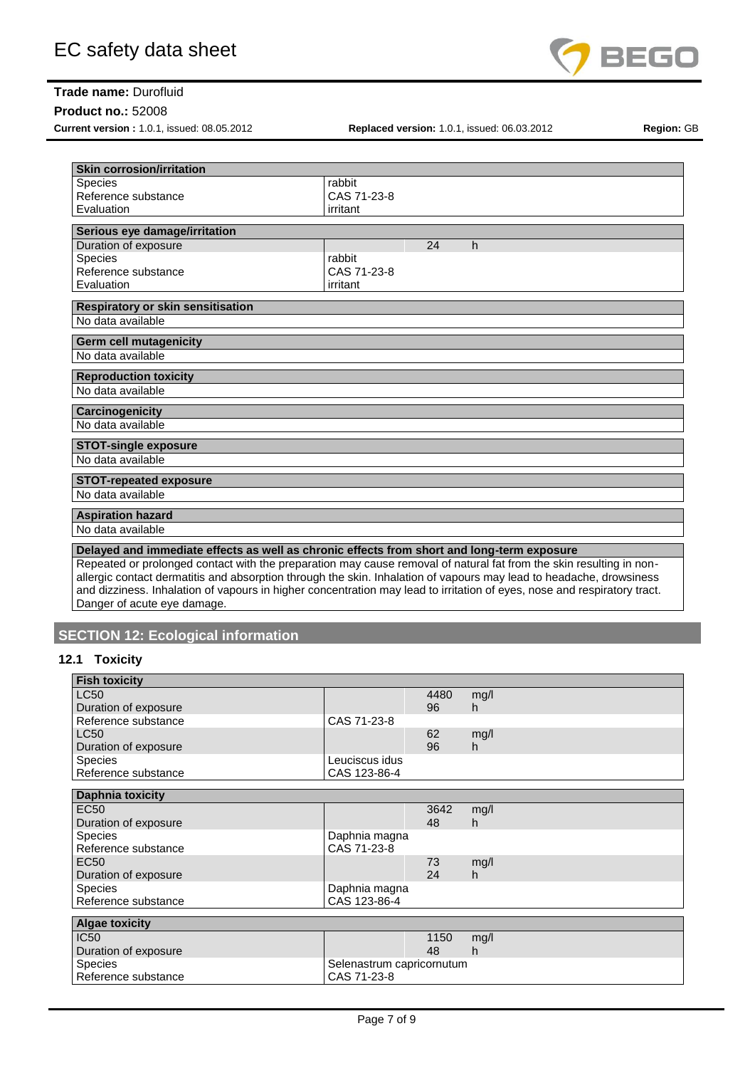| Skin corrosion/irritation | | | |
| --- | --- | --- | --- |
| Species | rabbit | | |
| Reference substance | CAS 71-23-8 | | |
| Evaluation | irritant | | |

| Serious eye damage/irritation | | | |
| --- | --- | --- | --- |
| Duration of exposure | | 24 | h |
| Species | rabbit | | |
| Reference substance | CAS 71-23-8 | | |
| Evaluation | irritant | | |

| Respiratory or skin sensitisation |
| --- |
| No data available |

| Germ cell mutagenicity |
| --- |
| No data available |

| Reproduction toxicity |
| --- |
| No data available |

| Carcinogenicity |
| --- |
| No data available |

| STOT-single exposure |
| --- |
| No data available |

| STOT-repeated exposure |
| --- |
| No data available |

| Aspiration hazard |
| --- |
| No data available |

| Delayed and immediate effects as well as chronic effects from short and long-term exposure |
| --- |
| Repeated or prolonged contact with the preparation may cause removal of natural fat from the skin resulting in non-allergic contact dermatitis and absorption through the skin. Inhalation of vapours may lead to headache, drowsiness and dizziness. Inhalation of vapours in higher concentration may lead to irritation of eyes, nose and respiratory tract. Danger of acute eye damage. |

## SECTION 12: Ecological information

### 12.1 Toxicity

| Fish toxicity | | | |
| --- | --- | --- | --- |
| LC50 | | 4480 | mg/l |
| Duration of exposure | | 96 | h |
| Reference substance | CAS 71-23-8 | | |
| LC50 | | 62 | mg/l |
| Duration of exposure | | 96 | h |
| Species | Leuciscus idus | | |
| Reference substance | CAS 123-86-4 | | |

| Daphnia toxicity | | | |
| --- | --- | --- | --- |
| EC50 | | 3642 | mg/l |
| Duration of exposure | | 48 | h |
| Species | Daphnia magna | | |
| Reference substance | CAS 71-23-8 | | |
| EC50 | | 73 | mg/l |
| Duration of exposure | | 24 | h |
| Species | Daphnia magna | | |
| Reference substance | CAS 123-86-4 | | |

| Algae toxicity | | | |
| --- | --- | --- | --- |
| IC50 | | 1150 | mg/l |
| Duration of exposure | | 48 | h |
| Species | Selenastrum capricornutum | | |
| Reference substance | CAS 71-23-8 | | |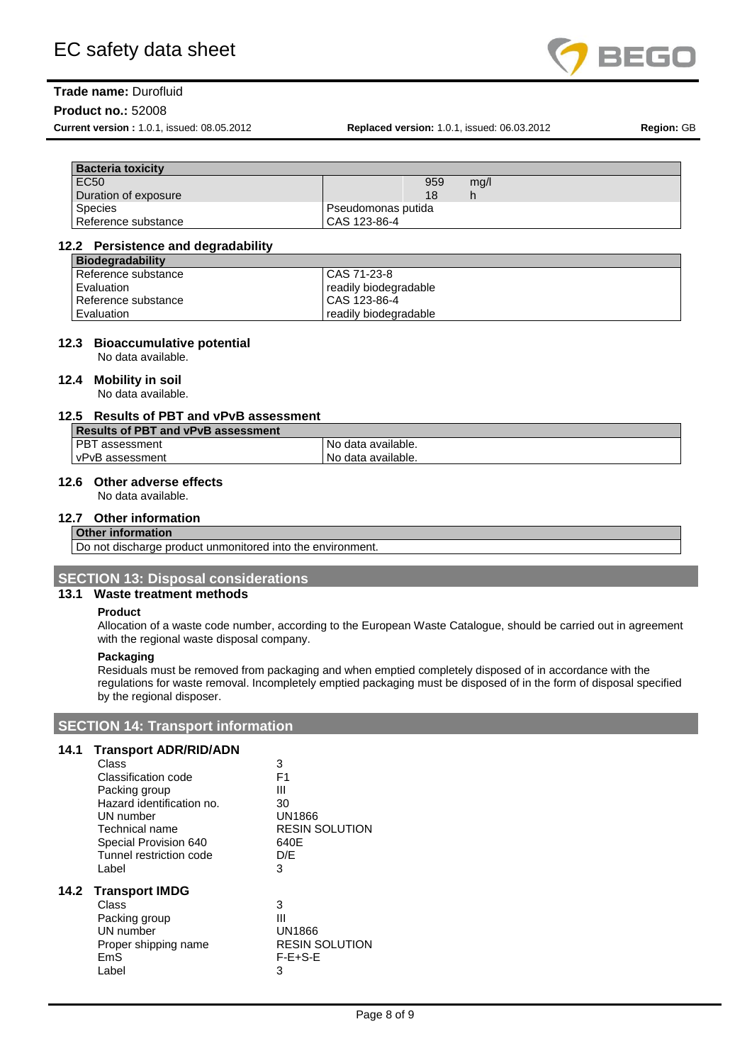| Bacteria toxicity | | |
|---|---|---|
| EC50 | 959 | mg/l |
| Duration of exposure | 18 | h |
| Species | Pseudomonas putida | |
| Reference substance | CAS 123-86-4 | |

### 12.2 Persistence and degradability

| Biodegradability | |
|---|---|
| Reference substance | CAS 71-23-8 |
| Evaluation | readily biodegradable |
| Reference substance | CAS 123-86-4 |
| Evaluation | readily biodegradable |

### 12.3 Bioaccumulative potential

No data available.

### 12.4 Mobility in soil

No data available.

### 12.5 Results of PBT and vPvB assessment

| Results of PBT and vPvB assessment | |
|---|---|
| PBT assessment | No data available. |
| vPvB assessment | No data available. |

### 12.6 Other adverse effects

No data available.

### 12.7 Other information

| Other information |
|---|
| Do not discharge product unmonitored into the environment. |

## SECTION 13: Disposal considerations

### 13.1 Waste treatment methods

**Product**

Allocation of a waste code number, according to the European Waste Catalogue, should be carried out in agreement with the regional waste disposal company.

**Packaging**

Residuals must be removed from packaging and when emptied completely disposed of in accordance with the regulations for waste removal. Incompletely emptied packaging must be disposed of in the form of disposal specified by the regional disposer.

## SECTION 14: Transport information

### 14.1 Transport ADR/RID/ADN

| | |
|---|---|
| Class | 3 |
| Classification code | F1 |
| Packing group | III |
| Hazard identification no. | 30 |
| UN number | UN1866 |
| Technical name | RESIN SOLUTION |
| Special Provision 640 | 640E |
| Tunnel restriction code | D/E |
| Label | 3 |

### 14.2 Transport IMDG

| | |
|---|---|
| Class | 3 |
| Packing group | III |
| UN number | UN1866 |
| Proper shipping name | RESIN SOLUTION |
| EmS | F-E+S-E |
| Label | 3 |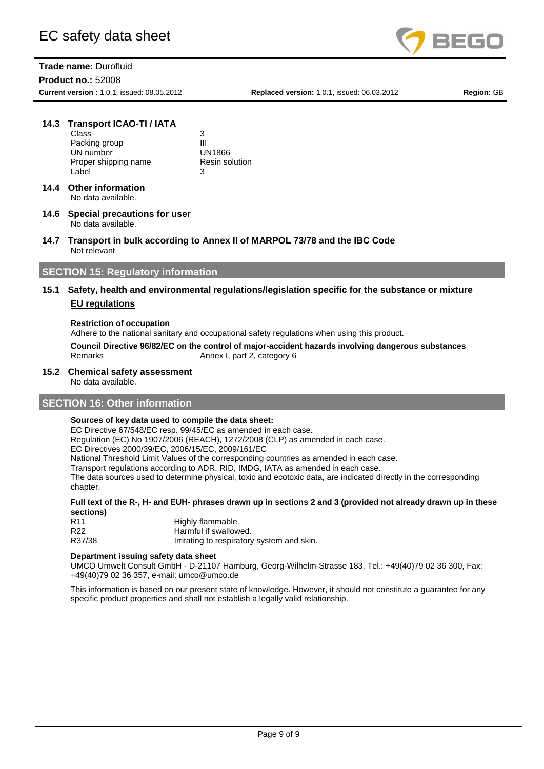### 14.3 Transport ICAO-TI / IATA

| | |
|---|---|
| Class | 3 |
| Packing group | III |
| UN number | UN1866 |
| Proper shipping name | Resin solution |
| Label | 3 |

### 14.4 Other information

No data available.

### 14.6 Special precautions for user

No data available.

### 14.7 Transport in bulk according to Annex II of MARPOL 73/78 and the IBC Code

Not relevant

## SECTION 15: Regulatory information

### 15.1 Safety, health and environmental regulations/legislation specific for the substance or mixture

**EU regulations**

**Restriction of occupation**

Adhere to the national sanitary and occupational safety regulations when using this product.

**Council Directive 96/82/EC on the control of major-accident hazards involving dangerous substances**

| | |
|---|---|
| Remarks | Annex I, part 2, category 6 |

### 15.2 Chemical safety assessment

No data available.

## SECTION 16: Other information

**Sources of key data used to compile the data sheet:**

EC Directive 67/548/EC resp. 99/45/EC as amended in each case.
Regulation (EC) No 1907/2006 (REACH), 1272/2008 (CLP) as amended in each case.
EC Directives 2000/39/EC, 2006/15/EC, 2009/161/EC
National Threshold Limit Values of the corresponding countries as amended in each case.
Transport regulations according to ADR, RID, IMDG, IATA as amended in each case.
The data sources used to determine physical, toxic and ecotoxic data, are indicated directly in the corresponding chapter.

**Full text of the R-, H- and EUH- phrases drawn up in sections 2 and 3 (provided not already drawn up in these sections)**

| | |
|---|---|
| R11 | Highly flammable. |
| R22 | Harmful if swallowed. |
| R37/38 | Irritating to respiratory system and skin. |

**Department issuing safety data sheet**

UMCO Umwelt Consult GmbH - D-21107 Hamburg, Georg-Wilhelm-Strasse 183, Tel.: +49(40)79 02 36 300, Fax: +49(40)79 02 36 357, e-mail: umco@umco.de

This information is based on our present state of knowledge. However, it should not constitute a guarantee for any specific product properties and shall not establish a legally valid relationship.